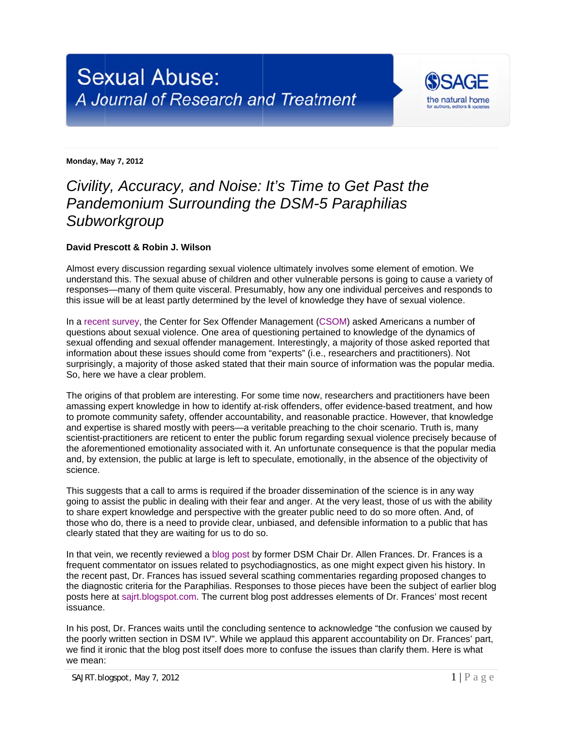# Sexual Abuse: A Journal of Research and Treatment

**Monday, May 7, 2012**

## *Civility, Accuracy, and Noise: It's Time to Get Past the Pandemonium Surrounding the DSM-5 Paraphilias Subworkgroup*

**David Prescott & Robin J. Wilson**

Almost every discussion regarding sexual violence ultimately involves some element of emotion. We understand this. The sexual abuse of children and other vulnerable persons is going to cause a variety of responses—many of them quite visceral. Presumably, how any one individual perceives and responds to this issue will be at least partly determined by the level of knowledge they have of sexual violence.

In a recent survey, the Center for Sex Offender Management (CSOM) asked Americans a number of questions about sexual violence. One area of questioning pertained to knowledge of the dynamics of sexual offending and sexual offender management. Interestingly, a majority of those asked reported that information about these issues should come from "experts" (i.e., researchers and practitioners). Not surprisingly, a majority of those asked stated that their main source of information was the popular media. So, here we have a clear problem.

The origins of that problem are interesting. For some time now, researchers and practitioners have been amassing expert knowledge in how to identify at-risk offenders, offer evidence-based treatment, and how to promote community safety, offender accountability, and reasonable practice. However, that knowledge and expertise is shared mostly with peers—a veritable preaching to the choir scenario. Truth is, many scientist-practitioners are reticent to enter the public forum regarding sexual violence precisely because of the aforementioned emotionality associated with it. An unfortunate consequence is that the popular media and, by extension, the public at large is left to speculate, emotionally, in the absence of the objectivity of science.

This suggests that a call to arms is required if the broader dissemination of the science is in any way going to assist the public in dealing with their fear and anger. At the very least, those of us with the ability to share expert knowledge and perspective with the greater public need to do so more often. And, of those who do, there is a need to provide clear, unbiased, and defensible information to a public that has clearly stated that they are waiting for us to do so.

In that vein, we recently reviewed a blog post by former DSM Chair Dr. Allen Frances. Dr. Frances is a frequent commentator on issues related to psychodiagnostics, as one might expect given his history. In the recent past, Dr. Frances has issued several scathing commentaries regarding proposed changes to the diagnostic criteria for the Paraphilias. Responses to those pieces have been the subject of earlier blog posts here at sajrt.blogspot.com. The current blog post addresses elements of Dr. Frances' most recent issuance.

In his post, Dr. Frances waits until the concluding sentence to acknowledge "the confusion we caused by the poorly written section in DSM IV". While we applaud this apparent accountability on Dr. Frances' part, we find it ironic that the blog post itself does more to confuse the issues than clarify them. Here is what we mean: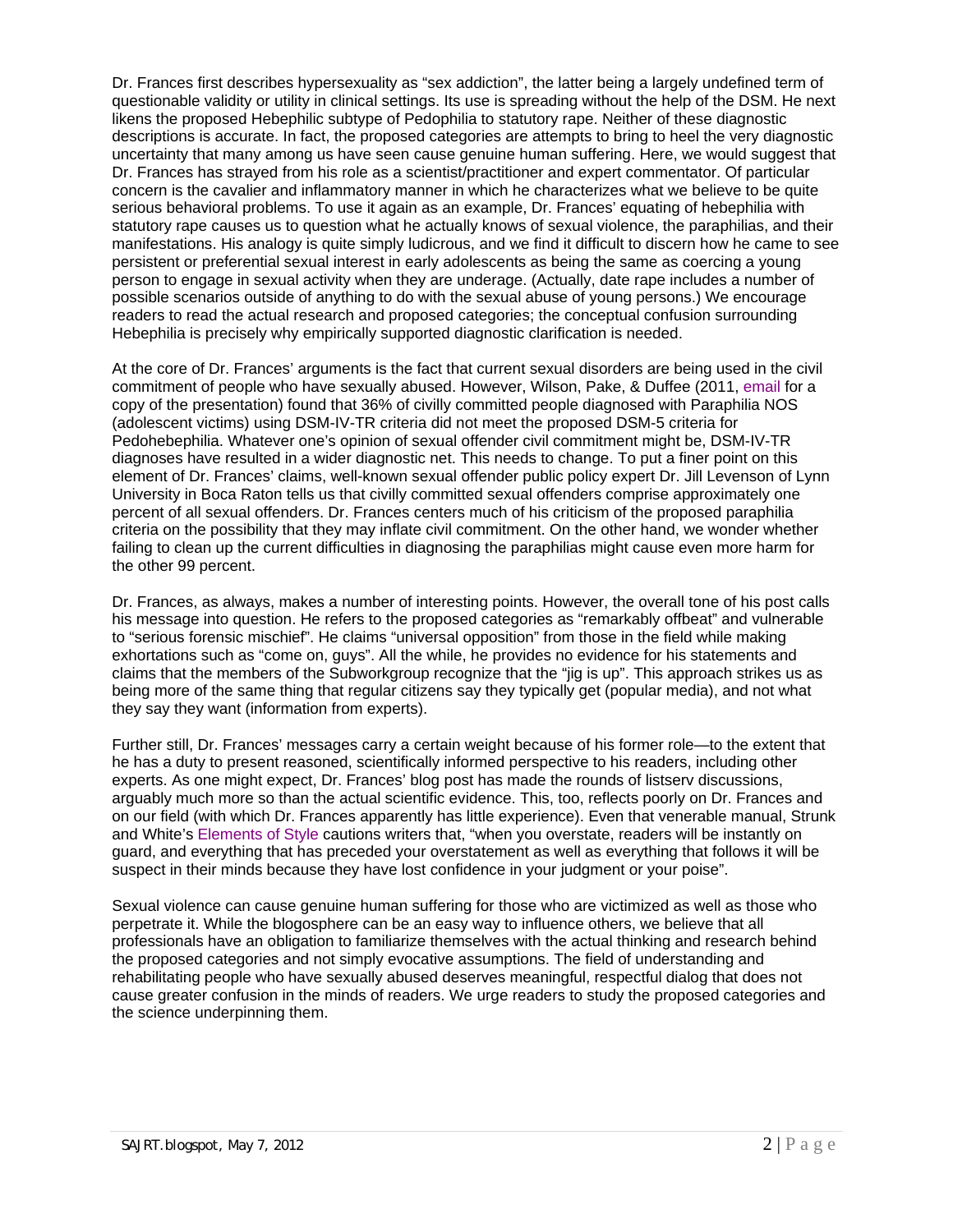Dr. Frances first describes hypersexuality as “sex addiction”, the latter being a largely undefined term of questionable validity or utility in clinical settings. Its use is spreading without the help of the DSM. He next likens the proposed Hebephilic subtype of Pedophilia to statutory rape. Neither of these diagnostic descriptions is accurate. In fact, the proposed categories are attempts to bring to heel the very diagnostic uncertainty that many among us have seen cause genuine human suffering. Here, we would suggest that Dr. Frances has strayed from his role as a scientist/practitioner and expert commentator. Of particular concern is the cavalier and inflammatory manner in which he characterizes what we believe to be quite serious behavioral problems. To use it again as an example, Dr. Frances’ equating of hebephilia with statutory rape causes us to question what he actually knows of sexual violence, the paraphilias, and their manifestations. His analogy is quite simply ludicrous, and we find it difficult to discern how he came to see persistent or preferential sexual interest in early adolescents as being the same as coercing a young person to engage in sexual activity when they are underage. (Actually, date rape includes a number of possible scenarios outside of anything to do with the sexual abuse of young persons.) We encourage readers to read the actual research and proposed categories; the conceptual confusion surrounding Hebephilia is precisely why empirically supported diagnostic clarification is needed.

At the core of Dr. Frances’ arguments is the fact that current sexual disorders are being used in the civil commitment of people who have sexually abused. However, Wilson, Pake, & Duffee (2011, email for a copy of the presentation) found that 36% of civilly committed people diagnosed with Paraphilia NOS (adolescent victims) using DSM-IV-TR criteria did not meet the proposed DSM-5 criteria for Pedohebephilia. Whatever one’s opinion of sexual offender civil commitment might be, DSM-IV-TR diagnoses have resulted in a wider diagnostic net. This needs to change. To put a finer point on this element of Dr. Frances’ claims, well-known sexual offender public policy expert Dr. Jill Levenson of Lynn University in Boca Raton tells us that civilly committed sexual offenders comprise approximately one percent of all sexual offenders. Dr. Frances centers much of his criticism of the proposed paraphilia criteria on the possibility that they may inflate civil commitment. On the other hand, we wonder whether failing to clean up the current difficulties in diagnosing the paraphilias might cause even more harm for the other 99 percent.

Dr. Frances, as always, makes a number of interesting points. However, the overall tone of his post calls his message into question. He refers to the proposed categories as “remarkably offbeat” and vulnerable to “serious forensic mischief”. He claims “universal opposition” from those in the field while making exhortations such as “come on, guys”. All the while, he provides no evidence for his statements and claims that the members of the Subworkgroup recognize that the “jig is up”. This approach strikes us as being more of the same thing that regular citizens say they typically get (popular media), and not what they say they want (information from experts).

Further still, Dr. Frances’ messages carry a certain weight because of his former role—to the extent that he has a duty to present reasoned, scientifically informed perspective to his readers, including other experts. As one might expect, Dr. Frances’ blog post has made the rounds of listserv discussions, arguably much more so than the actual scientific evidence. This, too, reflects poorly on Dr. Frances and on our field (with which Dr. Frances apparently has little experience). Even that venerable manual, Strunk and White’s Elements of Style cautions writers that, “when you overstate, readers will be instantly on guard, and everything that has preceded your overstatement as well as everything that follows it will be suspect in their minds because they have lost confidence in your judgment or your poise”.

Sexual violence can cause genuine human suffering for those who are victimized as well as those who perpetrate it. While the blogosphere can be an easy way to influence others, we believe that all professionals have an obligation to familiarize themselves with the actual thinking and research behind the proposed categories and not simply evocative assumptions. The field of understanding and rehabilitating people who have sexually abused deserves meaningful, respectful dialog that does not cause greater confusion in the minds of readers. We urge readers to study the proposed categories and the science underpinning them.